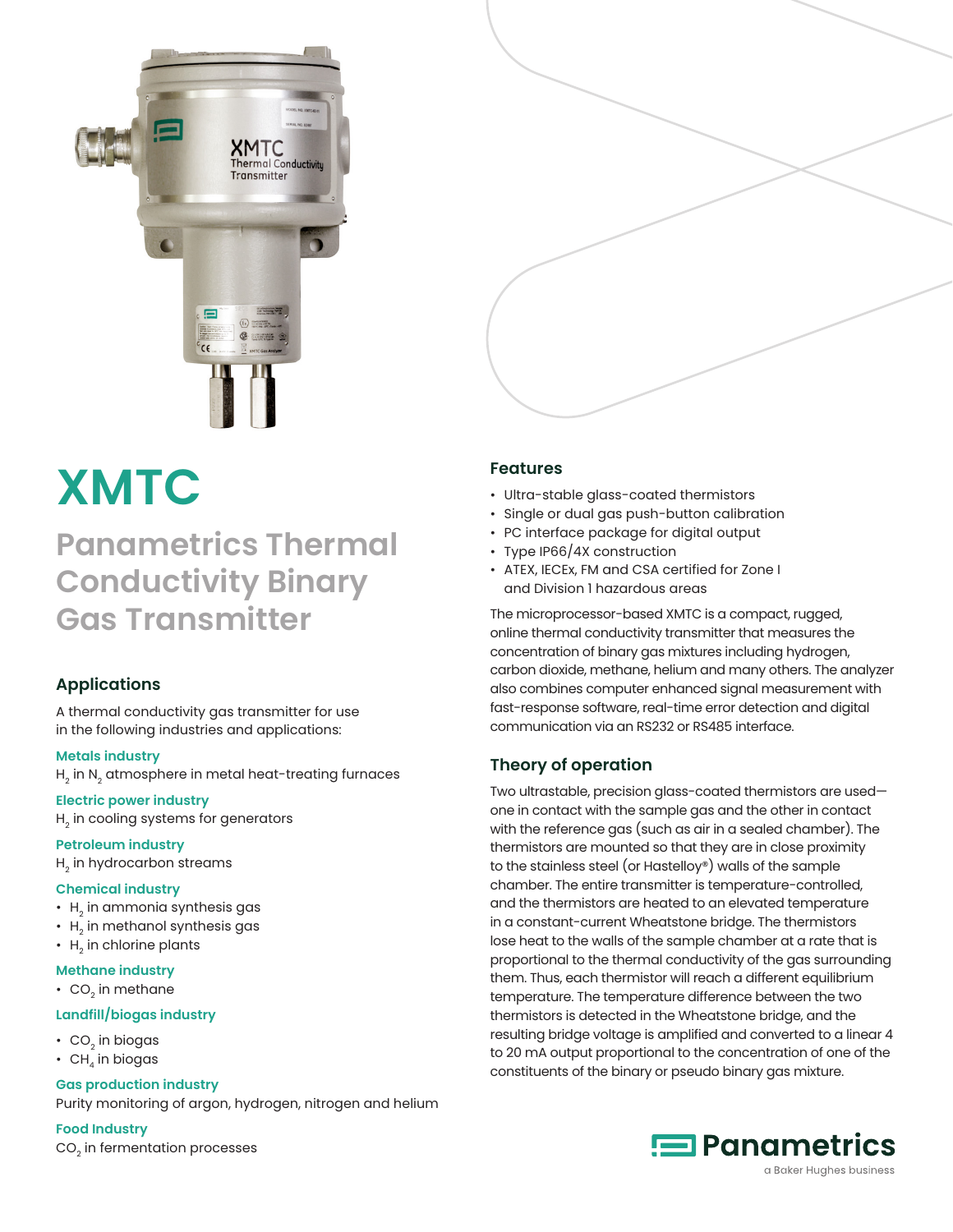# XMTC

## Panametrics Thermal Conductivity Binary Gas Transmitter

### Applications

A thermal conductivity gas transmitter for use in the following industries and applications:

**Metals industry**

$H_2$ in $N_2$ atmosphere in metal heat-treating furnaces

**Electric power industry**

$H_2$ in cooling systems for generators

**Petroleum industry**

$H_2$ in hydrocarbon streams

**Chemical industry**

- $H_2$ in ammonia synthesis gas
- $H_2$ in methanol synthesis gas
- $H_2$ in chlorine plants

**Methane industry**

- $CO_2$ in methane

**Landfill/biogas industry**

- $CO_2$ in biogas
- $CH_4$ in biogas

**Gas production industry**

Purity monitoring of argon, hydrogen, nitrogen and helium

**Food Industry**

$CO_2$ in fermentation processes

### Features

- Ultra-stable glass-coated thermistors
- Single or dual gas push-button calibration
- PC interface package for digital output
- Type IP66/4X construction
- ATEX, IECEx, FM and CSA certified for Zone I and Division 1 hazardous areas

The microprocessor-based XMTC is a compact, rugged, online thermal conductivity transmitter that measures the concentration of binary gas mixtures including hydrogen, carbon dioxide, methane, helium and many others. The analyzer also combines computer enhanced signal measurement with fast-response software, real-time error detection and digital communication via an RS232 or RS485 interface.

### Theory of operation

Two ultrastable, precision glass-coated thermistors are used—one in contact with the sample gas and the other in contact with the reference gas (such as air in a sealed chamber). The thermistors are mounted so that they are in close proximity to the stainless steel (or Hastelloy®) walls of the sample chamber. The entire transmitter is temperature-controlled, and the thermistors are heated to an elevated temperature in a constant-current Wheatstone bridge. The thermistors lose heat to the walls of the sample chamber at a rate that is proportional to the thermal conductivity of the gas surrounding them. Thus, each thermistor will reach a different equilibrium temperature. The temperature difference between the two thermistors is detected in the Wheatstone bridge, and the resulting bridge voltage is amplified and converted to a linear 4 to 20 mA output proportional to the concentration of one of the constituents of the binary or pseudo binary gas mixture.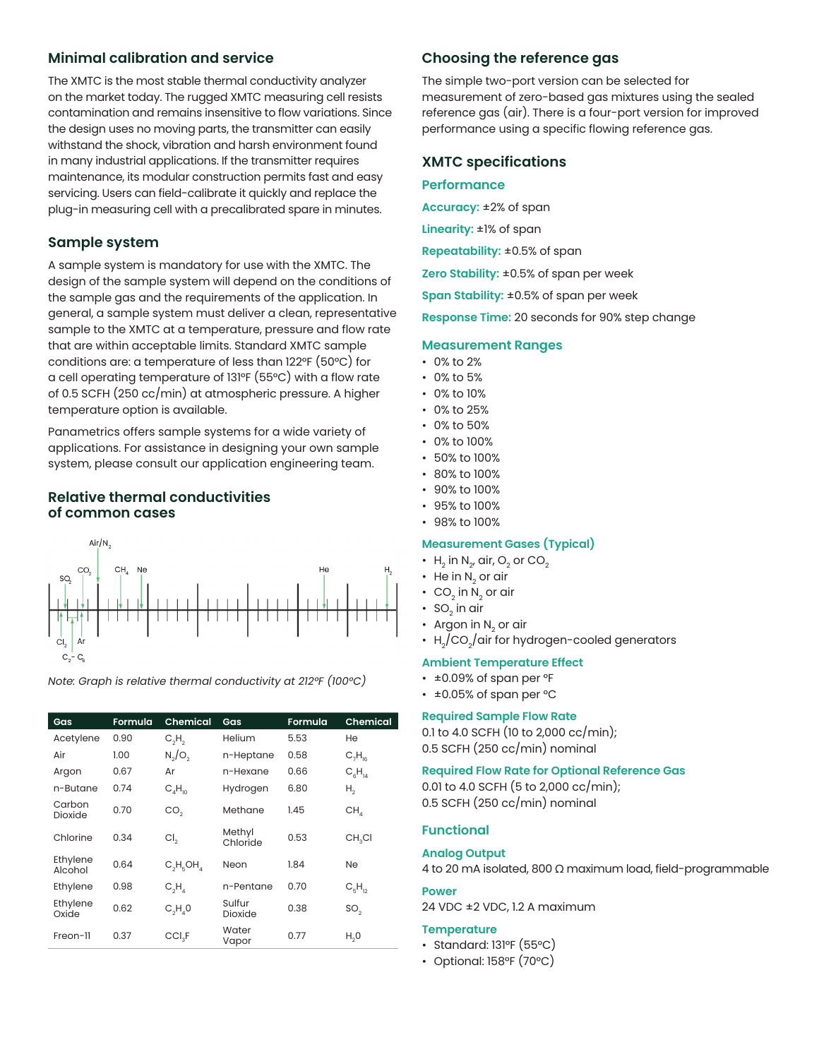## Minimal calibration and service

The XMTC is the most stable thermal conductivity analyzer on the market today. The rugged XMTC measuring cell resists contamination and remains insensitive to flow variations. Since the design uses no moving parts, the transmitter can easily withstand the shock, vibration and harsh environment found in many industrial applications. If the transmitter requires maintenance, its modular construction permits fast and easy servicing. Users can field-calibrate it quickly and replace the plug-in measuring cell with a precalibrated spare in minutes.

## Sample system

A sample system is mandatory for use with the XMTC. The design of the sample system will depend on the conditions of the sample gas and the requirements of the application. In general, a sample system must deliver a clean, representative sample to the XMTC at a temperature, pressure and flow rate that are within acceptable limits. Standard XMTC sample conditions are: a temperature of less than 122°F (50°C) for a cell operating temperature of 131°F (55°C) with a flow rate of 0.5 SCFH (250 cc/min) at atmospheric pressure. A higher temperature option is available.

Panametrics offers sample systems for a wide variety of applications. For assistance in designing your own sample system, please consult our application engineering team.

## Relative thermal conductivities of common cases

Air/$N_2$, $SO_2$, $CO_2$, $CH_4$, Ne, He, $H_2$, $Cl_2$, Ar, $C_2$- $C_5$

*Note: Graph is relative thermal conductivity at 212°F (100°C)*

| Gas | Formula | Chemical | Gas | Formula | Chemical |
|---|---|---|---|---|---|
| Acetylene | 0.90 | $C_2H_2$ | Helium | 5.53 | He |
| Air | 1.00 | $N_2/O_2$ | n-Heptane | 0.58 | $C_7H_{16}$ |
| Argon | 0.67 | Ar | n-Hexane | 0.66 | $C_6H_{14}$ |
| n-Butane | 0.74 | $C_4H_{10}$ | Hydrogen | 6.80 | $H_2$ |
| Carbon Dioxide | 0.70 | $CO_2$ | Methane | 1.45 | $CH_4$ |
| Chlorine | 0.34 | $Cl_2$ | Methyl Chloride | 0.53 | $CH_3Cl$ |
| Ethylene Alcohol | 0.64 | $C_2H_5OH_4$ | Neon | 1.84 | Ne |
| Ethylene | 0.98 | $C_2H_4$ | n-Pentane | 0.70 | $C_5H_{12}$ |
| Ethylene Oxide | 0.62 | $C_2H_40$ | Sulfur Dioxide | 0.38 | $SO_2$ |
| Freon-11 | 0.37 | $CCl_3F$ | Water Vapor | 0.77 | $H_20$ |

## Choosing the reference gas

The simple two-port version can be selected for measurement of zero-based gas mixtures using the sealed reference gas (air). There is a four-port version for improved performance using a specific flowing reference gas.

## XMTC specifications

### Performance

**Accuracy:** ±2% of span

**Linearity:** ±1% of span

**Repeatability:** ±0.5% of span

**Zero Stability:** ±0.5% of span per week

**Span Stability:** ±0.5% of span per week

**Response Time:** 20 seconds for 90% step change

### Measurement Ranges

- 0% to 2%
- 0% to 5%
- 0% to 10%
- 0% to 25%
- 0% to 50%
- 0% to 100%
- 50% to 100%
- 80% to 100%
- 90% to 100%
- 95% to 100%
- 98% to 100%

### Measurement Gases (Typical)

- $H_2$ in $N_2$, air, $O_2$ or $CO_2$
- He in $N_2$ or air
- $CO_2$ in $N_2$ or air
- $SO_2$ in air
- Argon in $N_2$ or air
- $H_2/CO_2$/air for hydrogen-cooled generators

### Ambient Temperature Effect

- ±0.09% of span per °F
- ±0.05% of span per °C

### Required Sample Flow Rate

0.1 to 4.0 SCFH (10 to 2,000 cc/min);
0.5 SCFH (250 cc/min) nominal

### Required Flow Rate for Optional Reference Gas

0.01 to 4.0 SCFH (5 to 2,000 cc/min);
0.5 SCFH (250 cc/min) nominal

### Functional

**Analog Output**

4 to 20 mA isolated, 800 Ω maximum load, field-programmable

**Power**

24 VDC ±2 VDC, 1.2 A maximum

**Temperature**

- Standard: 131°F (55°C)
- Optional: 158°F (70°C)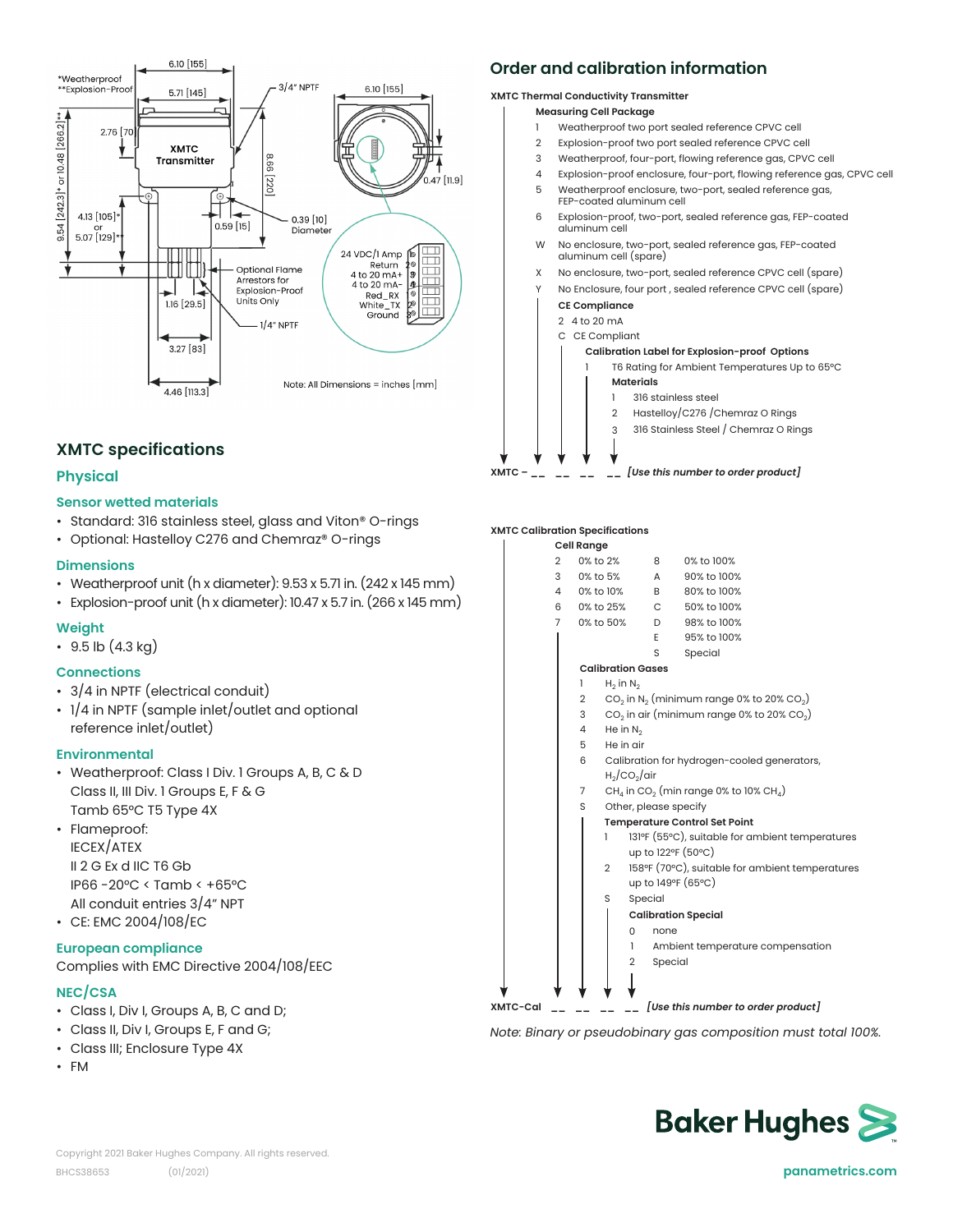*Weatherproof
**Explosion-Proof

6.10 [155]

5.71 [145]

3/4" NPTF

6.10 [155]

2.76 [70]

XMTC Transmitter

8.66 [220]

0.47 [11.9]

9.54 [242.3]* or 10.48 [266.2]**

4.13 [105]* or 5.07 [129]**

0.59 [15]

0.39 [10] Diameter

24 VDC/1 Amp
Return
4 to 20 mA+
4 to 20 mA-
Red_RX
White_TX
Ground

Optional Flame Arrestors for Explosion-Proof Units Only

1.16 [29.5]

1/4" NPTF

3.27 [83]

4.46 [113.3]

Note: All Dimensions = inches [mm]

## XMTC specifications

### Physical

#### Sensor wetted materials

- Standard: 316 stainless steel, glass and Viton® O-rings
- Optional: Hastelloy C276 and Chemraz® O-rings

#### Dimensions

- Weatherproof unit (h x diameter): 9.53 x 5.71 in. (242 x 145 mm)
- Explosion-proof unit (h x diameter): 10.47 x 5.7 in. (266 x 145 mm)

#### Weight

- 9.5 lb (4.3 kg)

#### Connections

- 3/4 in NPTF (electrical conduit)
- 1/4 in NPTF (sample inlet/outlet and optional reference inlet/outlet)

#### Environmental

- Weatherproof: Class I Div. 1 Groups A, B, C & D
  Class II, III Div. 1 Groups E, F & G
  Tamb 65°C T5 Type 4X
- Flameproof:
  IECEX/ATEX
  II 2 G Ex d IIC T6 Gb
  IP66 -20°C < Tamb < +65°C
  All conduit entries 3/4" NPT
- CE: EMC 2004/108/EC

#### European compliance

Complies with EMC Directive 2004/108/EEC

#### NEC/CSA

- Class I, Div I, Groups A, B, C and D;
- Class II, Div I, Groups E, F and G;
- Class III; Enclosure Type 4X
- FM

## Order and calibration information

**XMTC Thermal Conductivity Transmitter**

**Measuring Cell Package**

1 Weatherproof two port sealed reference CPVC cell
2 Explosion-proof two port sealed reference CPVC cell
3 Weatherproof, four-port, flowing reference gas, CPVC cell
4 Explosion-proof enclosure, four-port, flowing reference gas, CPVC cell
5 Weatherproof enclosure, two-port, sealed reference gas, FEP-coated aluminum cell
6 Explosion-proof, two-port, sealed reference gas, FEP-coated aluminum cell
W No enclosure, two-port, sealed reference gas, FEP-coated aluminum cell (spare)
X No enclosure, two-port, sealed reference CPVC cell (spare)
Y No Enclosure, four port , sealed reference CPVC cell (spare)

**CE Compliance**

2 4 to 20 mA
C CE Compliant

**Calibration Label for Explosion-proof Options**

1 T6 Rating for Ambient Temperatures Up to 65°C

**Materials**

1 316 stainless steel
2 Hastelloy/C276 /Chemraz O Rings
3 316 Stainless Steel / Chemraz O Rings

XMTC – __ __ __ __ *[Use this number to order product]*

**XMTC Calibration Specifications**

**Cell Range**

| | | | |
|---|---|---|---|
| 2 | 0% to 2% | 8 | 0% to 100% |
| 3 | 0% to 5% | A | 90% to 100% |
| 4 | 0% to 10% | B | 80% to 100% |
| 6 | 0% to 25% | C | 50% to 100% |
| 7 | 0% to 50% | D | 98% to 100% |
| | | E | 95% to 100% |
| | | S | Special |

**Calibration Gases**

1 $H_2$ in $N_2$
2 $CO_2$ in $N_2$ (minimum range 0% to 20% $CO_2$)
3 $CO_2$ in air (minimum range 0% to 20% $CO_2$)
4 He in $N_2$
5 He in air
6 Calibration for hydrogen-cooled generators, $H_2$/$CO_2$/air
7 $CH_4$ in $CO_2$ (min range 0% to 10% $CH_4$)
S Other, please specify

**Temperature Control Set Point**

1 131°F (55°C), suitable for ambient temperatures up to 122°F (50°C)
2 158°F (70°C), suitable for ambient temperatures up to 149°F (65°C)
S Special

**Calibration Special**

0 none
1 Ambient temperature compensation
2 Special

XMTC-Cal __ __ __ __ *[Use this number to order product]*

*Note: Binary or pseudobinary gas composition must total 100%.*

Copyright 2021 Baker Hughes Company. All rights reserved.

BHCS38653 (01/2021)

Baker Hughes

panametrics.com